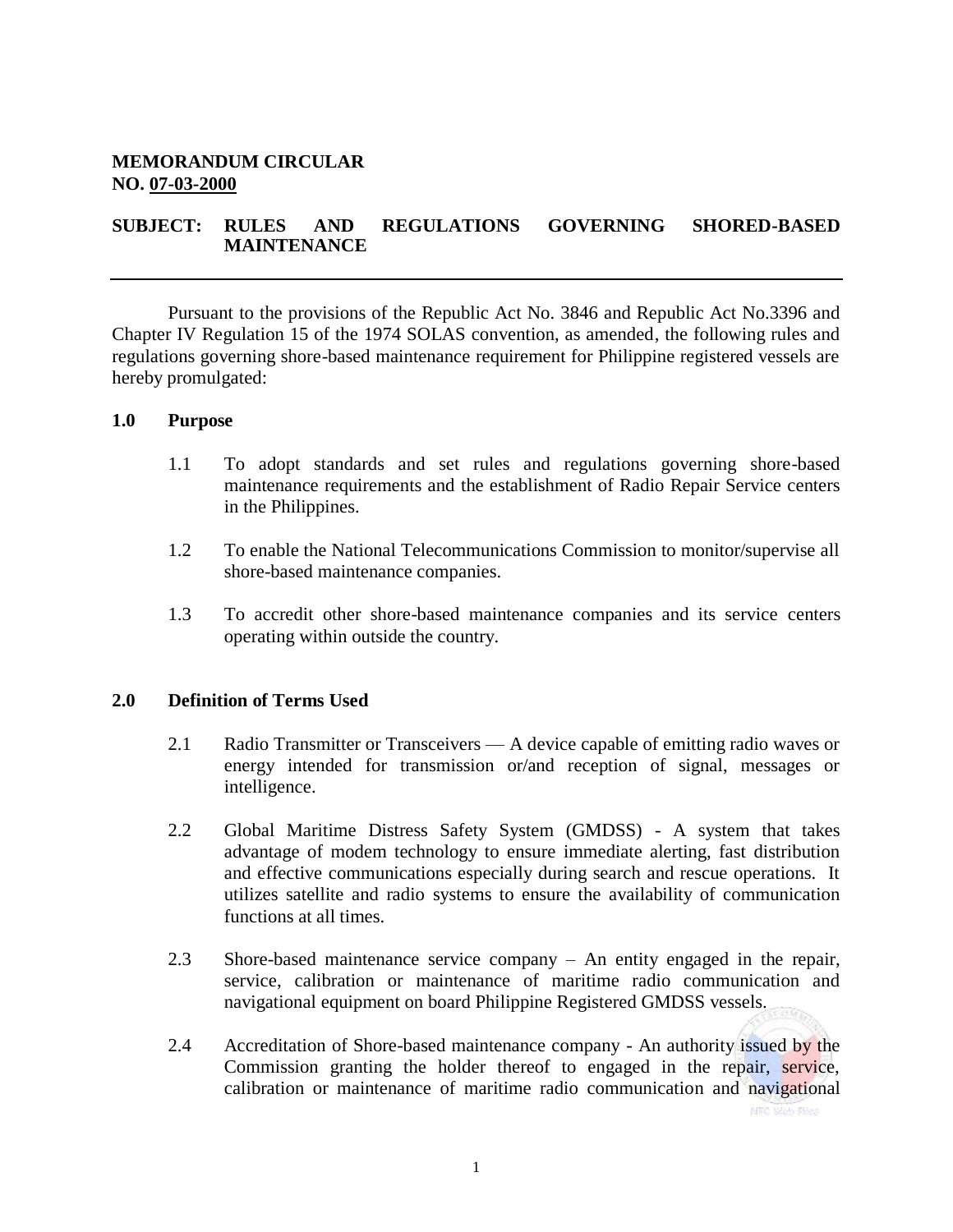**MEMORANDUM CIRCULAR**
**NO. 07-03-2000**

**SUBJECT: RULES AND REGULATIONS GOVERNING SHORED-BASED MAINTENANCE**

---

Pursuant to the provisions of the Republic Act No. 3846 and Republic Act No.3396 and Chapter IV Regulation 15 of the 1974 SOLAS convention, as amended, the following rules and regulations governing shore-based maintenance requirement for Philippine registered vessels are hereby promulgated:

## 1.0 Purpose

1.1 To adopt standards and set rules and regulations governing shore-based maintenance requirements and the establishment of Radio Repair Service centers in the Philippines.

1.2 To enable the National Telecommunications Commission to monitor/supervise all shore-based maintenance companies.

1.3 To accredit other shore-based maintenance companies and its service centers operating within outside the country.

## 2.0 Definition of Terms Used

2.1 Radio Transmitter or Transceivers — A device capable of emitting radio waves or energy intended for transmission or/and reception of signal, messages or intelligence.

2.2 Global Maritime Distress Safety System (GMDSS) - A system that takes advantage of modem technology to ensure immediate alerting, fast distribution and effective communications especially during search and rescue operations. It utilizes satellite and radio systems to ensure the availability of communication functions at all times.

2.3 Shore-based maintenance service company – An entity engaged in the repair, service, calibration or maintenance of maritime radio communication and navigational equipment on board Philippine Registered GMDSS vessels.

2.4 Accreditation of Shore-based maintenance company - An authority issued by the Commission granting the holder thereof to engaged in the repair, service, calibration or maintenance of maritime radio communication and navigational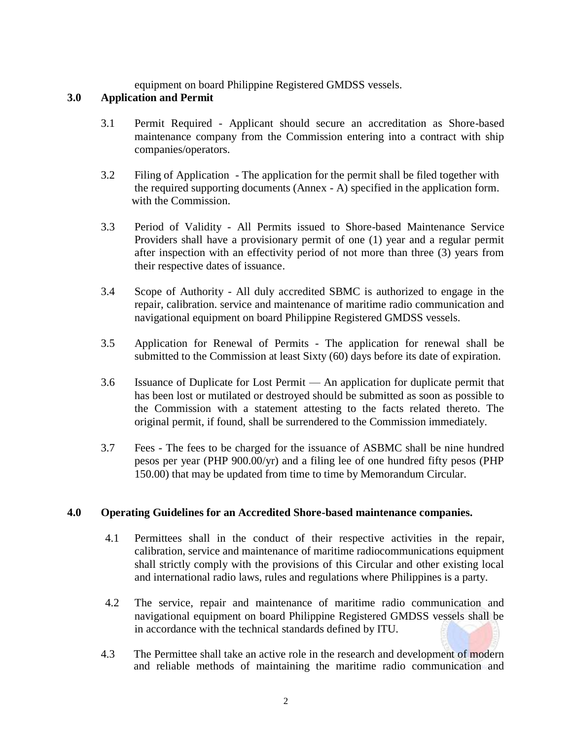equipment on board Philippine Registered GMDSS vessels.

## 3.0 Application and Permit

3.1 Permit Required - Applicant should secure an accreditation as Shore-based maintenance company from the Commission entering into a contract with ship companies/operators.

3.2 Filing of Application - The application for the permit shall be filed together with the required supporting documents (Annex - A) specified in the application form. with the Commission.

3.3 Period of Validity - All Permits issued to Shore-based Maintenance Service Providers shall have a provisionary permit of one (1) year and a regular permit after inspection with an effectivity period of not more than three (3) years from their respective dates of issuance.

3.4 Scope of Authority - All duly accredited SBMC is authorized to engage in the repair, calibration. service and maintenance of maritime radio communication and navigational equipment on board Philippine Registered GMDSS vessels.

3.5 Application for Renewal of Permits - The application for renewal shall be submitted to the Commission at least Sixty (60) days before its date of expiration.

3.6 Issuance of Duplicate for Lost Permit — An application for duplicate permit that has been lost or mutilated or destroyed should be submitted as soon as possible to the Commission with a statement attesting to the facts related thereto. The original permit, if found, shall be surrendered to the Commission immediately.

3.7 Fees - The fees to be charged for the issuance of ASBMC shall be nine hundred pesos per year (PHP 900.00/yr) and a filing lee of one hundred fifty pesos (PHP 150.00) that may be updated from time to time by Memorandum Circular.

## 4.0 Operating Guidelines for an Accredited Shore-based maintenance companies.

4.1 Permittees shall in the conduct of their respective activities in the repair, calibration, service and maintenance of maritime radiocommunications equipment shall strictly comply with the provisions of this Circular and other existing local and international radio laws, rules and regulations where Philippines is a party.

4.2 The service, repair and maintenance of maritime radio communication and navigational equipment on board Philippine Registered GMDSS vessels shall be in accordance with the technical standards defined by ITU.

4.3 The Permittee shall take an active role in the research and development of modern and reliable methods of maintaining the maritime radio communication and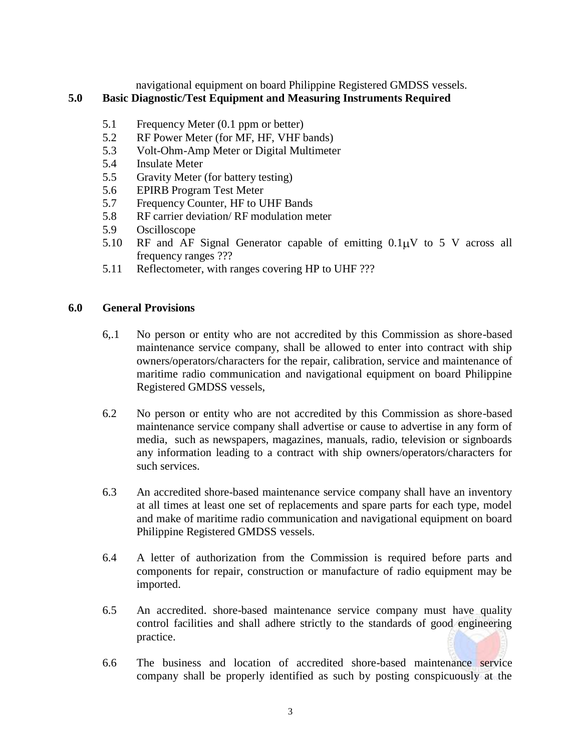navigational equipment on board Philippine Registered GMDSS vessels.

## 5.0 Basic Diagnostic/Test Equipment and Measuring Instruments Required

5.1 Frequency Meter (0.1 ppm or better)

5.2 RF Power Meter (for MF, HF, VHF bands)

5.3 Volt-Ohm-Amp Meter or Digital Multimeter

5.4 Insulate Meter

5.5 Gravity Meter (for battery testing)

5.6 EPIRB Program Test Meter

5.7 Frequency Counter, HF to UHF Bands

5.8 RF carrier deviation/ RF modulation meter

5.9 Oscilloscope

5.10 RF and AF Signal Generator capable of emitting 0.1μV to 5 V across all frequency ranges ???

5.11 Reflectometer, with ranges covering HP to UHF ???

## 6.0 General Provisions

6,.1 No person or entity who are not accredited by this Commission as shore-based maintenance service company, shall be allowed to enter into contract with ship owners/operators/characters for the repair, calibration, service and maintenance of maritime radio communication and navigational equipment on board Philippine Registered GMDSS vessels,

6.2 No person or entity who are not accredited by this Commission as shore-based maintenance service company shall advertise or cause to advertise in any form of media, such as newspapers, magazines, manuals, radio, television or signboards any information leading to a contract with ship owners/operators/characters for such services.

6.3 An accredited shore-based maintenance service company shall have an inventory at all times at least one set of replacements and spare parts for each type, model and make of maritime radio communication and navigational equipment on board Philippine Registered GMDSS vessels.

6.4 A letter of authorization from the Commission is required before parts and components for repair, construction or manufacture of radio equipment may be imported.

6.5 An accredited. shore-based maintenance service company must have quality control facilities and shall adhere strictly to the standards of good engineering practice.

6.6 The business and location of accredited shore-based maintenance service company shall be properly identified as such by posting conspicuously at the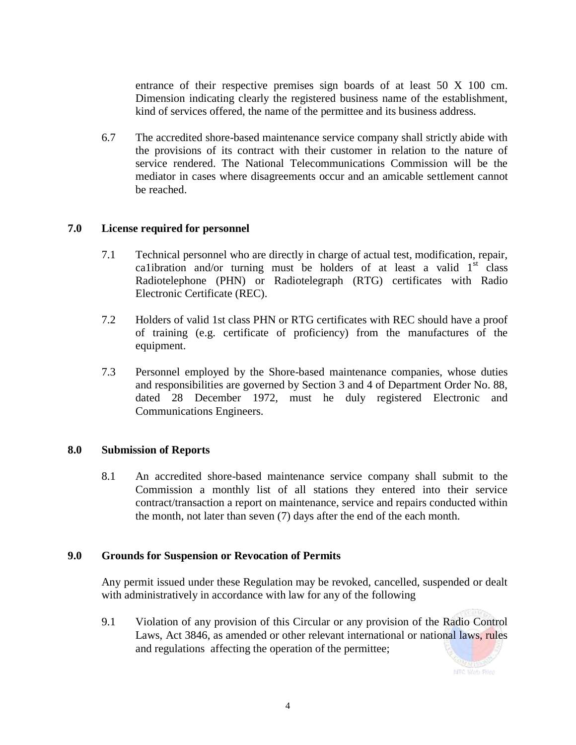entrance of their respective premises sign boards of at least 50 X 100 cm. Dimension indicating clearly the registered business name of the establishment, kind of services offered, the name of the permittee and its business address.

6.7 The accredited shore-based maintenance service company shall strictly abide with the provisions of its contract with their customer in relation to the nature of service rendered. The National Telecommunications Commission will be the mediator in cases where disagreements occur and an amicable settlement cannot be reached.

## 7.0 License required for personnel

7.1 Technical personnel who are directly in charge of actual test, modification, repair, ca1ibration and/or turning must be holders of at least a valid 1st class Radiotelephone (PHN) or Radiotelegraph (RTG) certificates with Radio Electronic Certificate (REC).

7.2 Holders of valid 1st class PHN or RTG certificates with REC should have a proof of training (e.g. certificate of proficiency) from the manufactures of the equipment.

7.3 Personnel employed by the Shore-based maintenance companies, whose duties and responsibilities are governed by Section 3 and 4 of Department Order No. 88, dated 28 December 1972, must he duly registered Electronic and Communications Engineers.

## 8.0 Submission of Reports

8.1 An accredited shore-based maintenance service company shall submit to the Commission a monthly list of all stations they entered into their service contract/transaction a report on maintenance, service and repairs conducted within the month, not later than seven (7) days after the end of the each month.

## 9.0 Grounds for Suspension or Revocation of Permits

Any permit issued under these Regulation may be revoked, cancelled, suspended or dealt with administratively in accordance with law for any of the following

9.1 Violation of any provision of this Circular or any provision of the Radio Control Laws, Act 3846, as amended or other relevant international or national laws, rules and regulations affecting the operation of the permittee;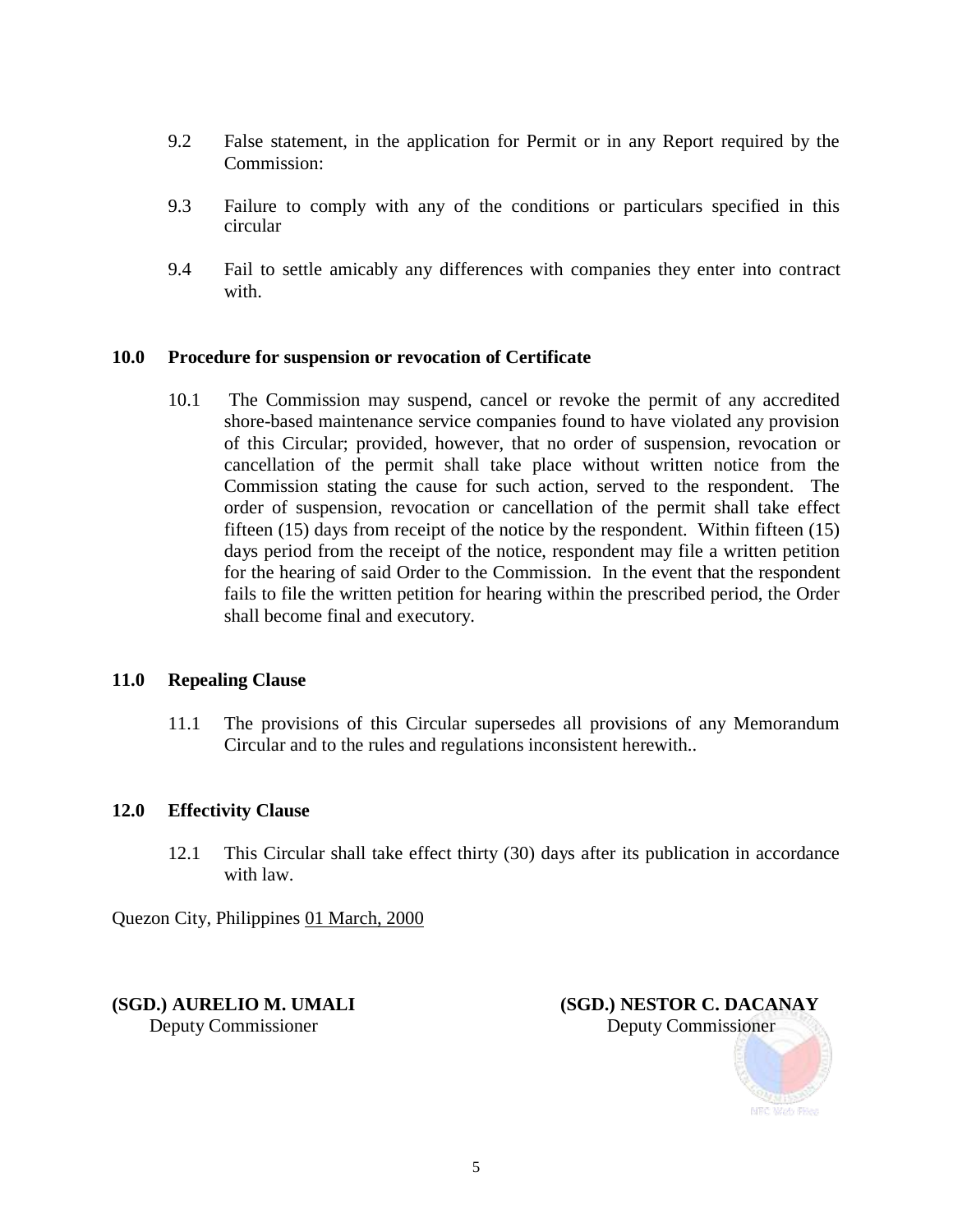9.2 False statement, in the application for Permit or in any Report required by the Commission:

9.3 Failure to comply with any of the conditions or particulars specified in this circular

9.4 Fail to settle amicably any differences with companies they enter into contract with.

**10.0 Procedure for suspension or revocation of Certificate**

10.1 The Commission may suspend, cancel or revoke the permit of any accredited shore-based maintenance service companies found to have violated any provision of this Circular; provided, however, that no order of suspension, revocation or cancellation of the permit shall take place without written notice from the Commission stating the cause for such action, served to the respondent. The order of suspension, revocation or cancellation of the permit shall take effect fifteen (15) days from receipt of the notice by the respondent. Within fifteen (15) days period from the receipt of the notice, respondent may file a written petition for the hearing of said Order to the Commission. In the event that the respondent fails to file the written petition for hearing within the prescribed period, the Order shall become final and executory.

**11.0 Repealing Clause**

11.1 The provisions of this Circular supersedes all provisions of any Memorandum Circular and to the rules and regulations inconsistent herewith..

**12.0 Effectivity Clause**

12.1 This Circular shall take effect thirty (30) days after its publication in accordance with law.

Quezon City, Philippines 01 March, 2000

**(SGD.) AURELIO M. UMALI**
Deputy Commissioner

**(SGD.) NESTOR C. DACANAY**
Deputy Commissioner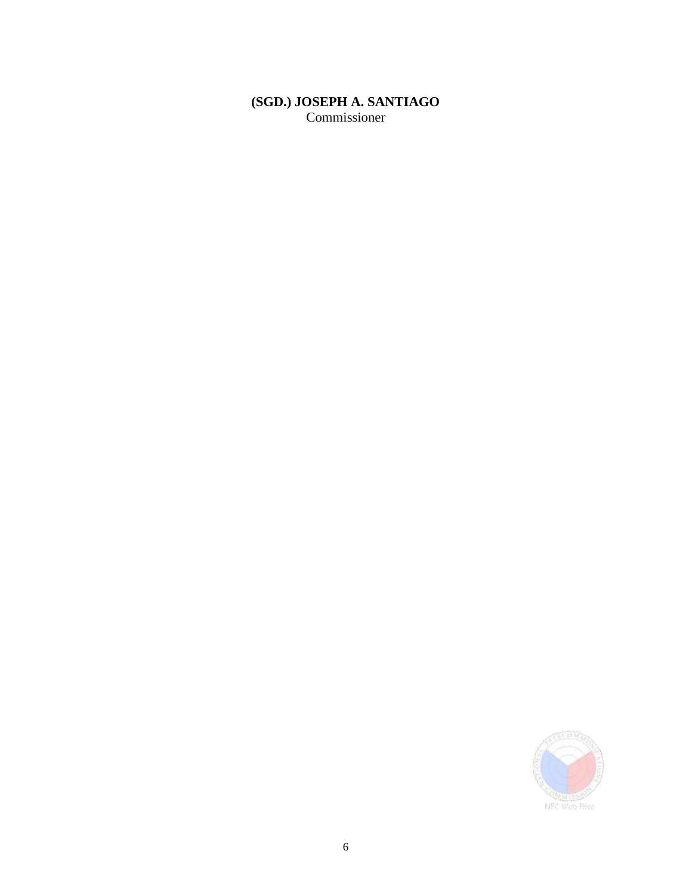**(SGD.) JOSEPH A. SANTIAGO**
Commissioner